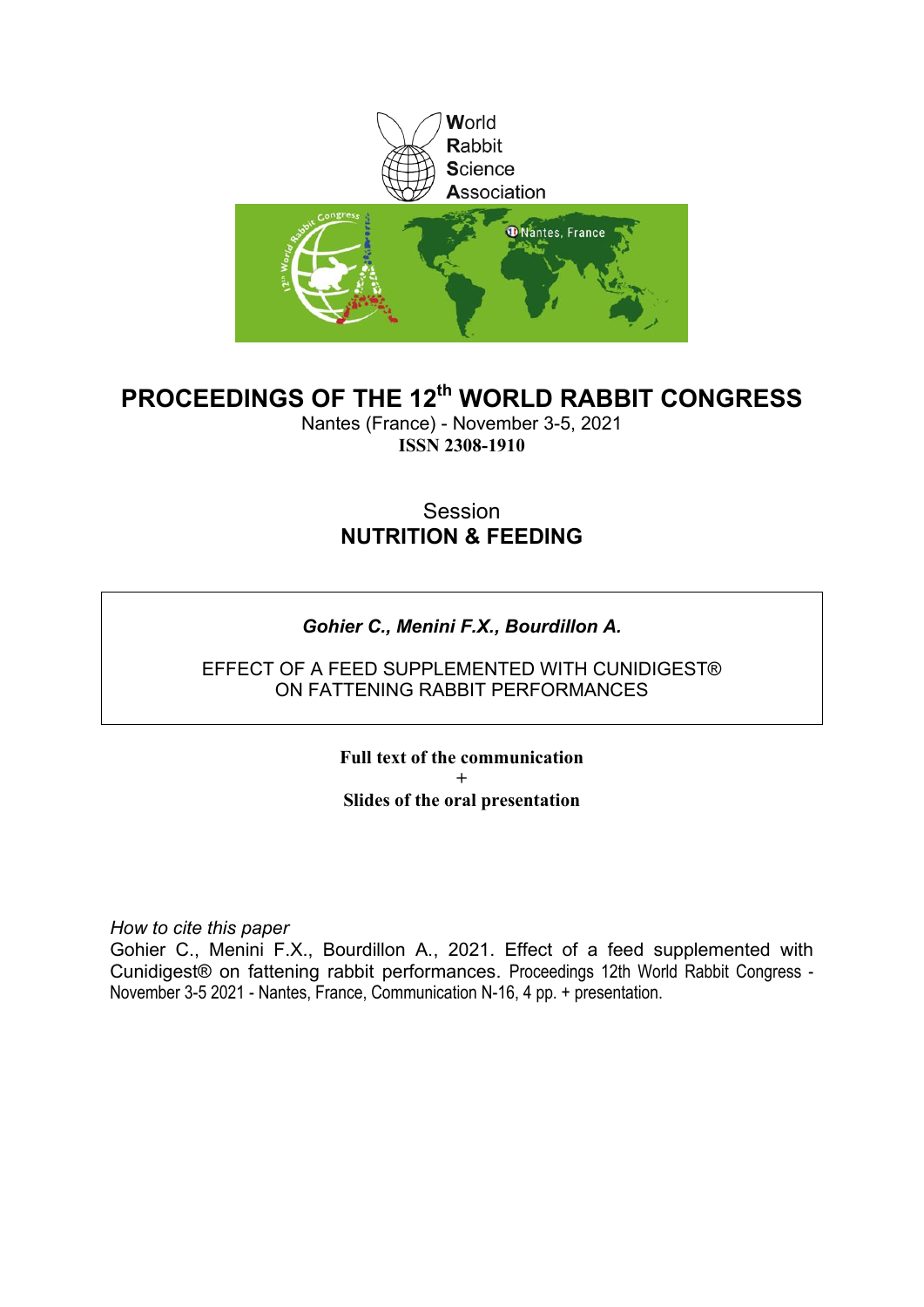World
Rabbit
Science
Association

# PROCEEDINGS OF THE 12th WORLD RABBIT CONGRESS

Nantes (France) - November 3-5, 2021

**ISSN 2308-1910**

## Session
## NUTRITION & FEEDING

***Gohier C., Menini F.X., Bourdillon A.***

EFFECT OF A FEED SUPPLEMENTED WITH CUNIDIGEST®
ON FATTENING RABBIT PERFORMANCES

**Full text of the communication**
**+**
**Slides of the oral presentation**

*How to cite this paper*
Gohier C., Menini F.X., Bourdillon A., 2021. Effect of a feed supplemented with Cunidigest® on fattening rabbit performances. Proceedings 12th World Rabbit Congress - November 3-5 2021 - Nantes, France, Communication N-16, 4 pp. + presentation.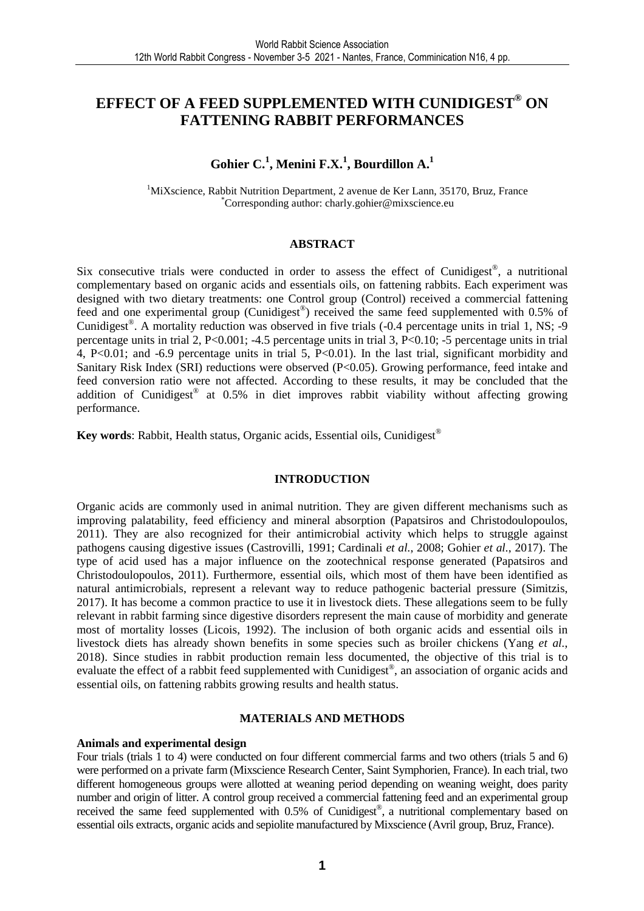# EFFECT OF A FEED SUPPLEMENTED WITH CUNIDIGEST® ON FATTENING RABBIT PERFORMANCES

**Gohier C.[1], Menini F.X.[1], Bourdillon A.[1]**

[1]MiXscience, Rabbit Nutrition Department, 2 avenue de Ker Lann, 35170, Bruz, France
[*]Corresponding author: charly.gohier@mixscience.eu

## ABSTRACT

Six consecutive trials were conducted in order to assess the effect of Cunidigest®, a nutritional complementary based on organic acids and essentials oils, on fattening rabbits. Each experiment was designed with two dietary treatments: one Control group (Control) received a commercial fattening feed and one experimental group (Cunidigest®) received the same feed supplemented with 0.5% of Cunidigest®. A mortality reduction was observed in five trials (-0.4 percentage units in trial 1, NS; -9 percentage units in trial 2, $P<0.001$; -4.5 percentage units in trial 3, $P<0.10$; -5 percentage units in trial 4, $P<0.01$; and -6.9 percentage units in trial 5, $P<0.01$). In the last trial, significant morbidity and Sanitary Risk Index (SRI) reductions were observed ($P<0.05$). Growing performance, feed intake and feed conversion ratio were not affected. According to these results, it may be concluded that the addition of Cunidigest® at 0.5% in diet improves rabbit viability without affecting growing performance.

**Key words**: Rabbit, Health status, Organic acids, Essential oils, Cunidigest®

## INTRODUCTION

Organic acids are commonly used in animal nutrition. They are given different mechanisms such as improving palatability, feed efficiency and mineral absorption (Papatsiros and Christodoulopoulos, 2011). They are also recognized for their antimicrobial activity which helps to struggle against pathogens causing digestive issues (Castrovilli, 1991; Cardinali *et al.*, 2008; Gohier *et al.*, 2017). The type of acid used has a major influence on the zootechnical response generated (Papatsiros and Christodoulopoulos, 2011). Furthermore, essential oils, which most of them have been identified as natural antimicrobials, represent a relevant way to reduce pathogenic bacterial pressure (Simitzis, 2017). It has become a common practice to use it in livestock diets. These allegations seem to be fully relevant in rabbit farming since digestive disorders represent the main cause of morbidity and generate most of mortality losses (Licois, 1992). The inclusion of both organic acids and essential oils in livestock diets has already shown benefits in some species such as broiler chickens (Yang *et al.*, 2018). Since studies in rabbit production remain less documented, the objective of this trial is to evaluate the effect of a rabbit feed supplemented with Cunidigest®, an association of organic acids and essential oils, on fattening rabbits growing results and health status.

## MATERIALS AND METHODS

### Animals and experimental design

Four trials (trials 1 to 4) were conducted on four different commercial farms and two others (trials 5 and 6) were performed on a private farm (Mixscience Research Center, Saint Symphorien, France). In each trial, two different homogeneous groups were allotted at weaning period depending on weaning weight, does parity number and origin of litter. A control group received a commercial fattening feed and an experimental group received the same feed supplemented with 0.5% of Cunidigest®, a nutritional complementary based on essential oils extracts, organic acids and sepiolite manufactured by Mixscience (Avril group, Bruz, France).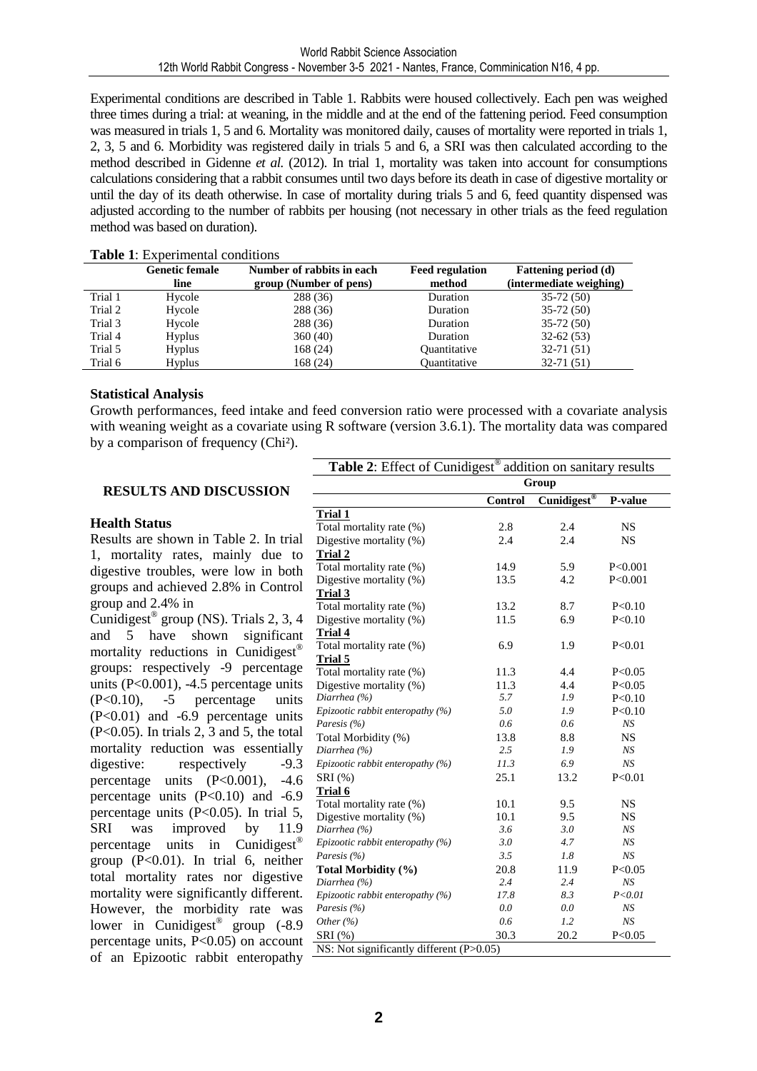Experimental conditions are described in Table 1. Rabbits were housed collectively. Each pen was weighed three times during a trial: at weaning, in the middle and at the end of the fattening period. Feed consumption was measured in trials 1, 5 and 6. Mortality was monitored daily, causes of mortality were reported in trials 1, 2, 3, 5 and 6. Morbidity was registered daily in trials 5 and 6, a SRI was then calculated according to the method described in Gidenne *et al.* (2012). In trial 1, mortality was taken into account for consumptions calculations considering that a rabbit consumes until two days before its death in case of digestive mortality or until the day of its death otherwise. In case of mortality during trials 5 and 6, feed quantity dispensed was adjusted according to the number of rabbits per housing (not necessary in other trials as the feed regulation method was based on duration).

**Table 1**: Experimental conditions

| | Genetic female line | Number of rabbits in each group (Number of pens) | Feed regulation method | Fattening period (d) (intermediate weighing) |
|---|---|---|---|---|
| Trial 1 | Hycole | 288 (36) | Duration | 35-72 (50) |
| Trial 2 | Hycole | 288 (36) | Duration | 35-72 (50) |
| Trial 3 | Hycole | 288 (36) | Duration | 35-72 (50) |
| Trial 4 | Hyplus | 360 (40) | Duration | 32-62 (53) |
| Trial 5 | Hyplus | 168 (24) | Quantitative | 32-71 (51) |
| Trial 6 | Hyplus | 168 (24) | Quantitative | 32-71 (51) |

**Statistical Analysis**

Growth performances, feed intake and feed conversion ratio were processed with a covariate analysis with weaning weight as a covariate using R software (version 3.6.1). The mortality data was compared by a comparison of frequency (Chi²).

## RESULTS AND DISCUSSION

**Health Status**

Results are shown in Table 2. In trial 1, mortality rates, mainly due to digestive troubles, were low in both groups and achieved 2.8% in Control group and 2.4% in Cunidigest® group (NS). Trials 2, 3, 4 and 5 have shown significant mortality reductions in Cunidigest® groups: respectively -9 percentage units ($P<0.001$), -4.5 percentage units ($P<0.10$), -5 percentage units ($P<0.01$) and -6.9 percentage units ($P<0.05$). In trials 2, 3 and 5, the total mortality reduction was essentially digestive: respectively -9.3 percentage units ($P<0.001$), -4.6 percentage units ($P<0.10$) and -6.9 percentage units ($P<0.05$). In trial 5, SRI was improved by 11.9 percentage units in Cunidigest® group ($P<0.01$). In trial 6, neither total mortality rates nor digestive mortality were significantly different. However, the morbidity rate was lower in Cunidigest® group (-8.9 percentage units, $P<0.05$) on account of an Epizootic rabbit enteropathy

**Table 2**: Effect of Cunidigest® addition on sanitary results

| | Group | | |
|---|---|---|---|
| | **Control** | **Cunidigest®** | **P-value** |
| **Trial 1** | | | |
| Total mortality rate (%) | 2.8 | 2.4 | NS |
| Digestive mortality (%) | 2.4 | 2.4 | NS |
| **Trial 2** | | | |
| Total mortality rate (%) | 14.9 | 5.9 | P<0.001 |
| Digestive mortality (%) | 13.5 | 4.2 | P<0.001 |
| **Trial 3** | | | |
| Total mortality rate (%) | 13.2 | 8.7 | P<0.10 |
| Digestive mortality (%) | 11.5 | 6.9 | P<0.10 |
| **Trial 4** | | | |
| Total mortality rate (%) | 6.9 | 1.9 | P<0.01 |
| **Trial 5** | | | |
| Total mortality rate (%) | 11.3 | 4.4 | P<0.05 |
| Digestive mortality (%) | 11.3 | 4.4 | P<0.05 |
| *Diarrhea (%)* | *5.7* | *1.9* | P<0.10 |
| *Epizootic rabbit enteropathy (%)* | *5.0* | *1.9* | P<0.10 |
| *Paresis (%)* | *0.6* | *0.6* | *NS* |
| Total Morbidity (%) | 13.8 | 8.8 | NS |
| *Diarrhea (%)* | *2.5* | *1.9* | *NS* |
| *Epizootic rabbit enteropathy (%)* | *11.3* | *6.9* | *NS* |
| SRI (%) | 25.1 | 13.2 | P<0.01 |
| **Trial 6** | | | |
| Total mortality rate (%) | 10.1 | 9.5 | NS |
| Digestive mortality (%) | 10.1 | 9.5 | NS |
| *Diarrhea (%)* | *3.6* | *3.0* | *NS* |
| *Epizootic rabbit enteropathy (%)* | *3.0* | *4.7* | *NS* |
| *Paresis (%)* | *3.5* | *1.8* | *NS* |
| **Total Morbidity (%)** | 20.8 | 11.9 | P<0.05 |
| *Diarrhea (%)* | *2.4* | *2.4* | *NS* |
| *Epizootic rabbit enteropathy (%)* | *17.8* | *8.3* | *P<0.01* |
| *Paresis (%)* | *0.0* | *0.0* | *NS* |
| *Other (%)* | *0.6* | *1.2* | *NS* |
| SRI (%) | 30.3 | 20.2 | P<0.05 |

NS: Not significantly different ($P>0.05$)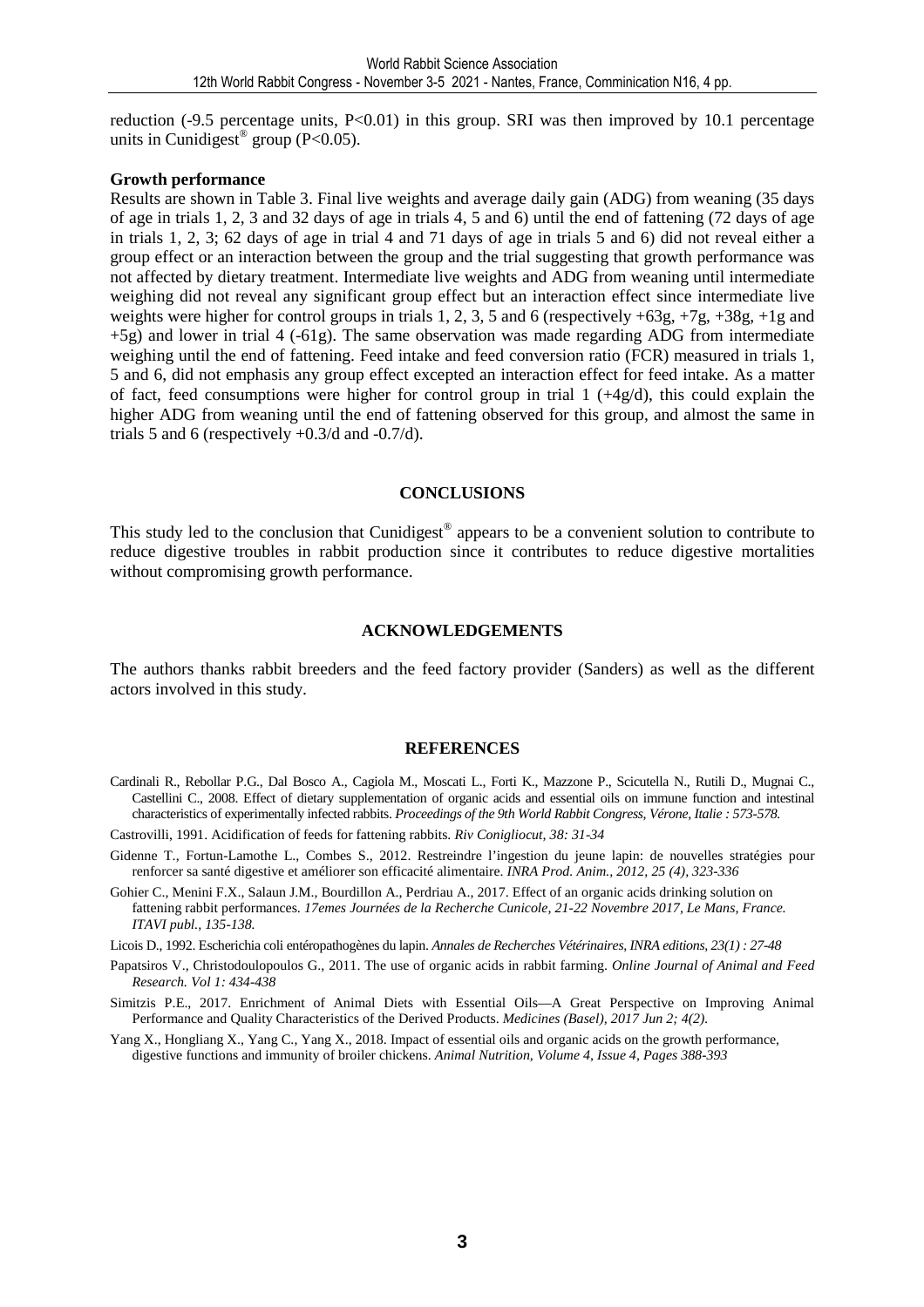reduction (-9.5 percentage units, P<0.01) in this group. SRI was then improved by 10.1 percentage units in Cunidigest® group (P<0.05).

**Growth performance**

Results are shown in Table 3. Final live weights and average daily gain (ADG) from weaning (35 days of age in trials 1, 2, 3 and 32 days of age in trials 4, 5 and 6) until the end of fattening (72 days of age in trials 1, 2, 3; 62 days of age in trial 4 and 71 days of age in trials 5 and 6) did not reveal either a group effect or an interaction between the group and the trial suggesting that growth performance was not affected by dietary treatment. Intermediate live weights and ADG from weaning until intermediate weighing did not reveal any significant group effect but an interaction effect since intermediate live weights were higher for control groups in trials 1, 2, 3, 5 and 6 (respectively +63g, +7g, +38g, +1g and +5g) and lower in trial 4 (-61g). The same observation was made regarding ADG from intermediate weighing until the end of fattening. Feed intake and feed conversion ratio (FCR) measured in trials 1, 5 and 6, did not emphasis any group effect excepted an interaction effect for feed intake. As a matter of fact, feed consumptions were higher for control group in trial 1 (+4g/d), this could explain the higher ADG from weaning until the end of fattening observed for this group, and almost the same in trials 5 and 6 (respectively +0.3/d and -0.7/d).

## CONCLUSIONS

This study led to the conclusion that Cunidigest® appears to be a convenient solution to contribute to reduce digestive troubles in rabbit production since it contributes to reduce digestive mortalities without compromising growth performance.

## ACKNOWLEDGEMENTS

The authors thanks rabbit breeders and the feed factory provider (Sanders) as well as the different actors involved in this study.

## REFERENCES

Cardinali R., Rebollar P.G., Dal Bosco A., Cagiola M., Moscati L., Forti K., Mazzone P., Scicutella N., Rutili D., Mugnai C., Castellini C., 2008. Effect of dietary supplementation of organic acids and essential oils on immune function and intestinal characteristics of experimentally infected rabbits. *Proceedings of the 9th World Rabbit Congress, Vérone, Italie : 573-578.*

Castrovilli, 1991. Acidification of feeds for fattening rabbits. *Riv Conigliocut, 38: 31-34*

Gidenne T., Fortun-Lamothe L., Combes S., 2012. Restreindre l'ingestion du jeune lapin: de nouvelles stratégies pour renforcer sa santé digestive et améliorer son efficacité alimentaire. *INRA Prod. Anim., 2012, 25 (4), 323-336*

Gohier C., Menini F.X., Salaun J.M., Bourdillon A., Perdriau A., 2017. Effect of an organic acids drinking solution on fattening rabbit performances. *17emes Journées de la Recherche Cunicole, 21-22 Novembre 2017, Le Mans, France. ITAVI publ., 135-138.*

Licois D., 1992. Escherichia coli entéropathogènes du lapin. *Annales de Recherches Vétérinaires, INRA editions, 23(1) : 27-48*

Papatsiros V., Christodoulopoulos G., 2011. The use of organic acids in rabbit farming. *Online Journal of Animal and Feed Research. Vol 1: 434-438*

Simitzis P.E., 2017. Enrichment of Animal Diets with Essential Oils—A Great Perspective on Improving Animal Performance and Quality Characteristics of the Derived Products. *Medicines (Basel), 2017 Jun 2; 4(2).*

Yang X., Hongliang X., Yang C., Yang X., 2018. Impact of essential oils and organic acids on the growth performance, digestive functions and immunity of broiler chickens. *Animal Nutrition, Volume 4, Issue 4, Pages 388-393*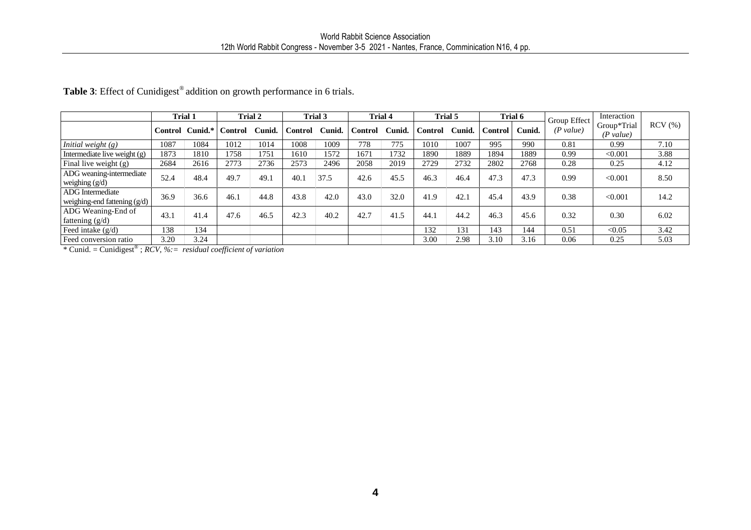**Table 3**: Effect of Cunidigest® addition on growth performance in 6 trials.

| | Trial 1 | | Trial 2 | | Trial 3 | | Trial 4 | | Trial 5 | | Trial 6 | | Group Effect *(P value)* | Interaction Group*Trial *(P value)* | RCV (%) |
|---|---|---|---|---|---|---|---|---|---|---|---|---|---|---|---|
| | **Control** | **Cunid.*** | **Control** | **Cunid.** | **Control** | **Cunid.** | **Control** | **Cunid.** | **Control** | **Cunid.** | **Control** | **Cunid.** | | | |
| *Initial weight (g)* | 1087 | 1084 | 1012 | 1014 | 1008 | 1009 | 778 | 775 | 1010 | 1007 | 995 | 990 | 0.81 | 0.99 | 7.10 |
| Intermediate live weight (g) | 1873 | 1810 | 1758 | 1751 | 1610 | 1572 | 1671 | 1732 | 1890 | 1889 | 1894 | 1889 | 0.99 | <0.001 | 3.88 |
| Final live weight (g) | 2684 | 2616 | 2773 | 2736 | 2573 | 2496 | 2058 | 2019 | 2729 | 2732 | 2802 | 2768 | 0.28 | 0.25 | 4.12 |
| ADG weaning-intermediate weighing (g/d) | 52.4 | 48.4 | 49.7 | 49.1 | 40.1 | 37.5 | 42.6 | 45.5 | 46.3 | 46.4 | 47.3 | 47.3 | 0.99 | <0.001 | 8.50 |
| ADG Intermediate weighing-end fattening (g/d) | 36.9 | 36.6 | 46.1 | 44.8 | 43.8 | 42.0 | 43.0 | 32.0 | 41.9 | 42.1 | 45.4 | 43.9 | 0.38 | <0.001 | 14.2 |
| ADG Weaning-End of fattening (g/d) | 43.1 | 41.4 | 47.6 | 46.5 | 42.3 | 40.2 | 42.7 | 41.5 | 44.1 | 44.2 | 46.3 | 45.6 | 0.32 | 0.30 | 6.02 |
| Feed intake (g/d) | 138 | 134 | | | | | | | 132 | 131 | 143 | 144 | 0.51 | <0.05 | 3.42 |
| Feed conversion ratio | 3.20 | 3.24 | | | | | | | 3.00 | 2.98 | 3.10 | 3.16 | 0.06 | 0.25 | 5.03 |

\* Cunid. = Cunidigest® ; *RCV, %:= residual coefficient of variation*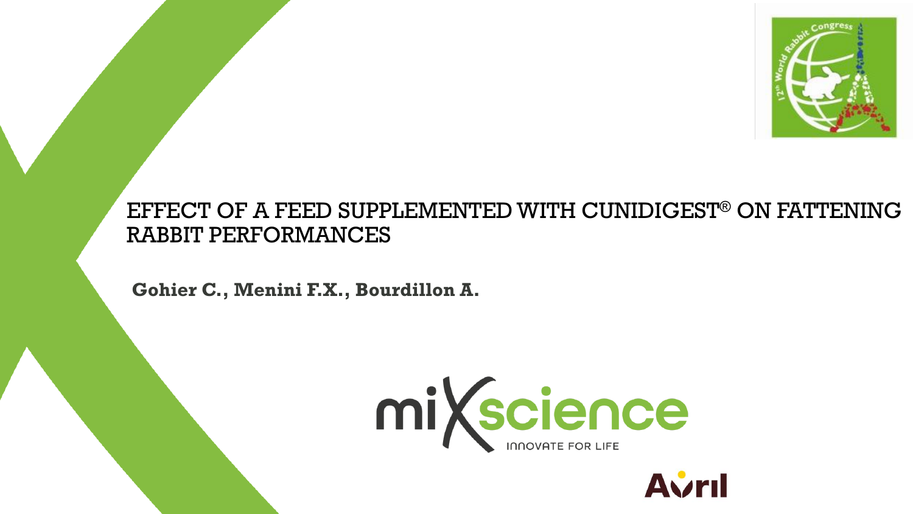# EFFECT OF A FEED SUPPLEMENTED WITH CUNIDIGEST® ON FATTENING RABBIT PERFORMANCES

**Gohier C., Menini F.X., Bourdillon A.**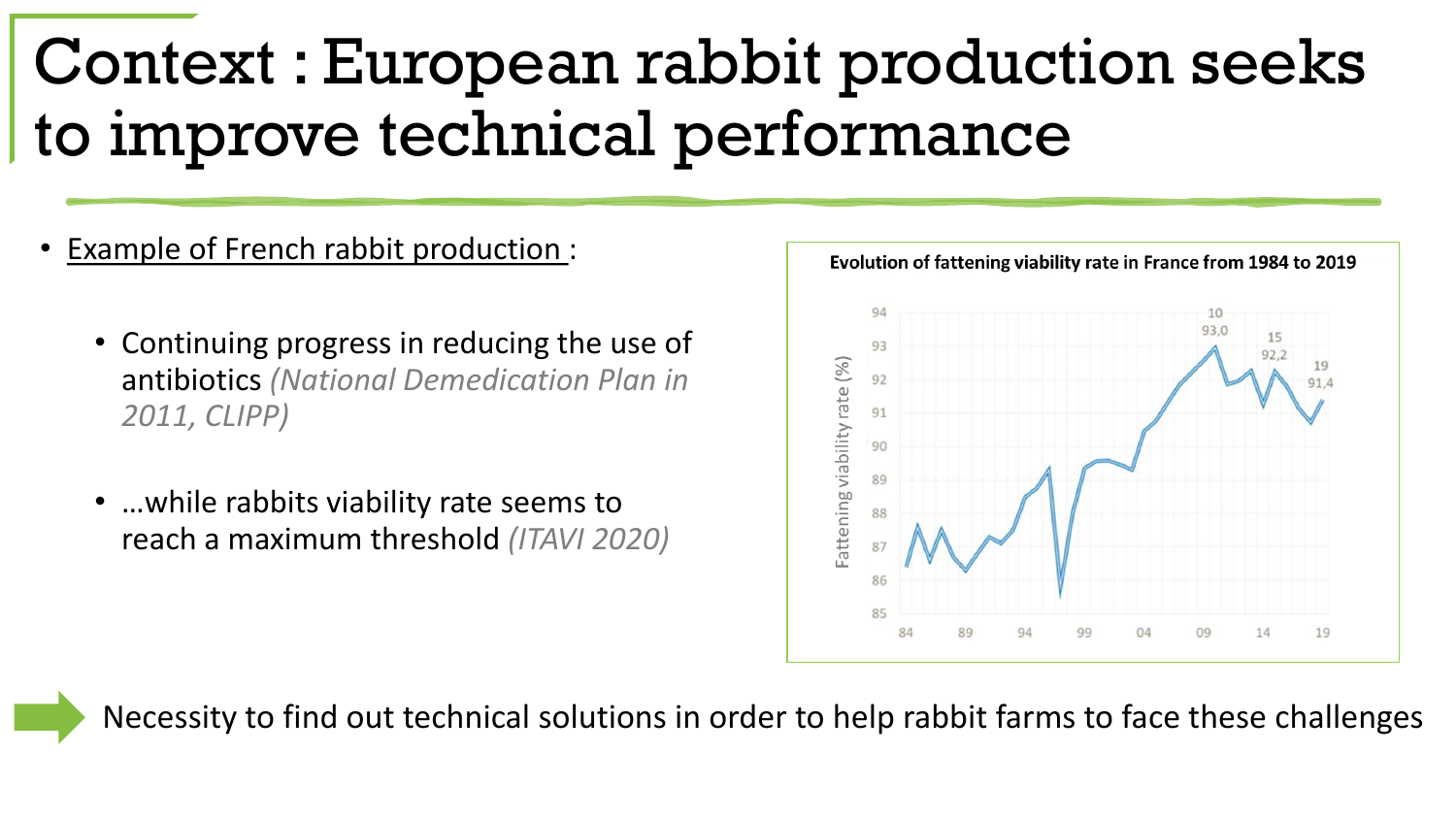# Context : European rabbit production seeks to improve technical performance

- Example of French rabbit production :
  - Continuing progress in reducing the use of antibiotics *(National Demedication Plan in 2011, CLIPP)*
  - …while rabbits viability rate seems to reach a maximum threshold *(ITAVI 2020)*

**Evolution of fattening viability rate in France from 1984 to 2019**

Fattening viability rate (%)

Necessity to find out technical solutions in order to help rabbit farms to face these challenges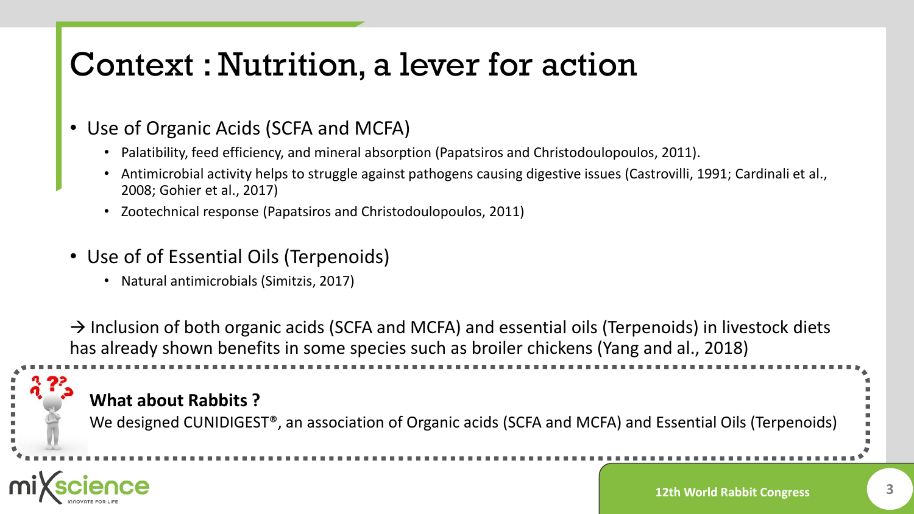# Context : Nutrition, a lever for action

- Use of Organic Acids (SCFA and MCFA)
  - Palatibility, feed efficiency, and mineral absorption (Papatsiros and Christodoulopoulos, 2011).
  - Antimicrobial activity helps to struggle against pathogens causing digestive issues (Castrovilli, 1991; Cardinali et al., 2008; Gohier et al., 2017)
  - Zootechnical response (Papatsiros and Christodoulopoulos, 2011)
- Use of of Essential Oils (Terpenoids)
  - Natural antimicrobials (Simitzis, 2017)

→ Inclusion of both organic acids (SCFA and MCFA) and essential oils (Terpenoids) in livestock diets has already shown benefits in some species such as broiler chickens (Yang and al., 2018)

**What about Rabbits ?**

We designed CUNIDIGEST®, an association of Organic acids (SCFA and MCFA) and Essential Oils (Terpenoids)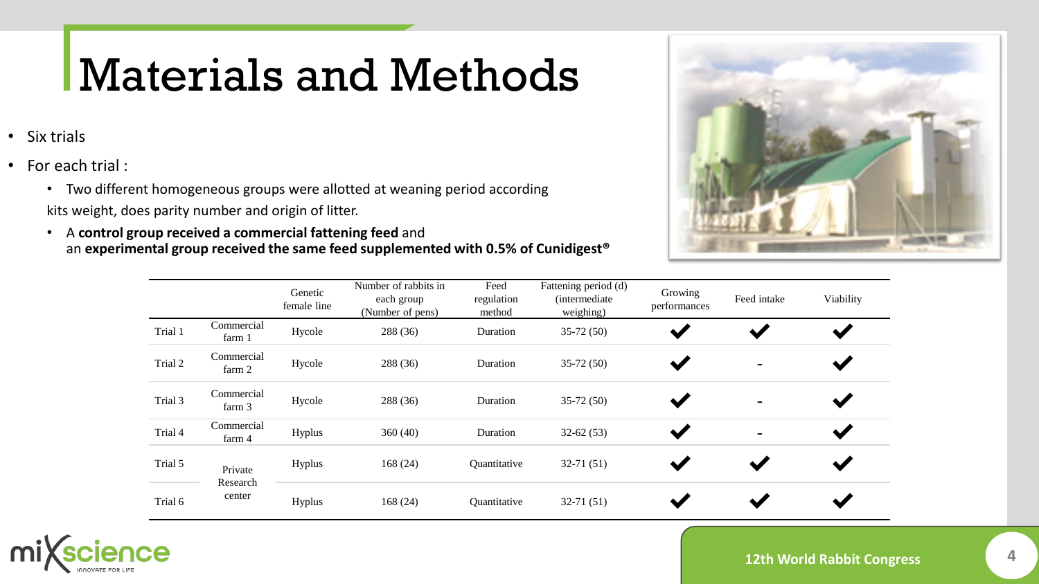# Materials and Methods

- Six trials
- For each trial :
  - Two different homogeneous groups were allotted at weaning period according kits weight, does parity number and origin of litter.
  - A **control group received a commercial fattening feed** and an **experimental group received the same feed supplemented with 0.5% of Cunidigest®**

| | | Genetic female line | Number of rabbits in each group (Number of pens) | Feed regulation method | Fattening period (d) (intermediate weighing) | Growing performances | Feed intake | Viability |
|---|---|---|---|---|---|---|---|---|
| Trial 1 | Commercial farm 1 | Hycole | 288 (36) | Duration | 35-72 (50) | ✔ | ✔ | ✔ |
| Trial 2 | Commercial farm 2 | Hycole | 288 (36) | Duration | 35-72 (50) | ✔ | - | ✔ |
| Trial 3 | Commercial farm 3 | Hycole | 288 (36) | Duration | 35-72 (50) | ✔ | - | ✔ |
| Trial 4 | Commercial farm 4 | Hyplus | 360 (40) | Duration | 32-62 (53) | ✔ | - | ✔ |
| Trial 5 | Private Research center | Hyplus | 168 (24) | Quantitative | 32-71 (51) | ✔ | ✔ | ✔ |
| Trial 6 | | Hyplus | 168 (24) | Quantitative | 32-71 (51) | ✔ | ✔ | ✔ |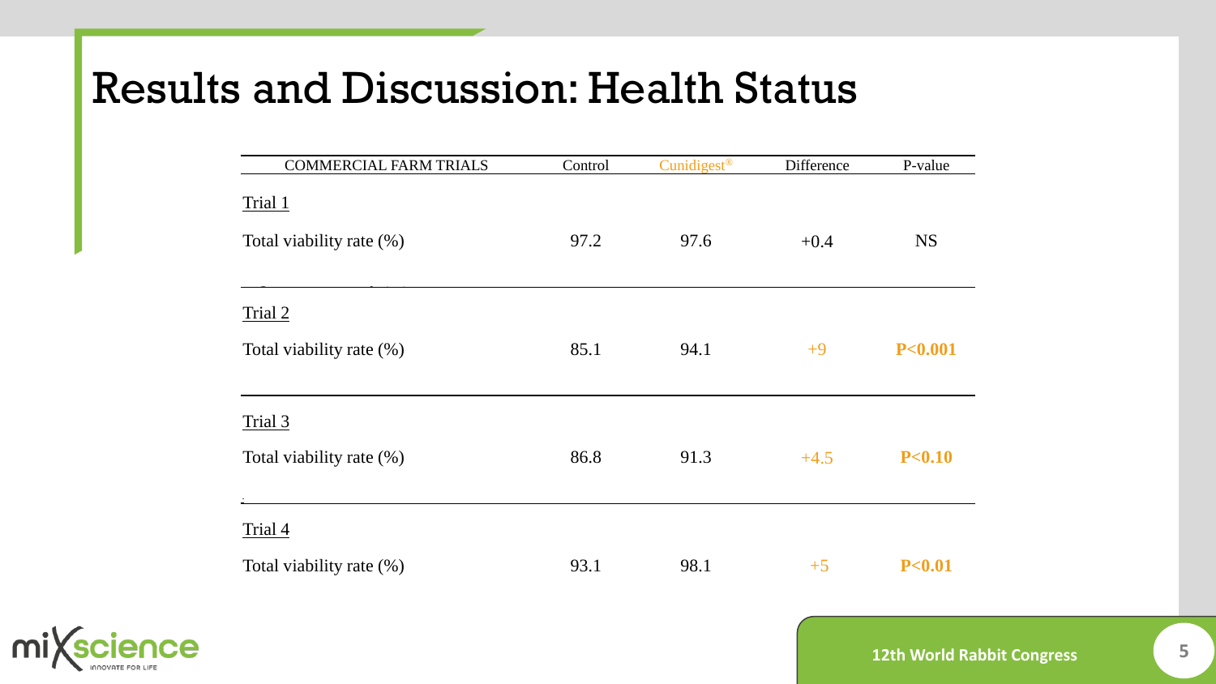# Results and Discussion: Health Status

| COMMERCIAL FARM TRIALS | Control | Cunidigest® | Difference | P-value |
|---|---|---|---|---|
| Trial 1 | | | | |
| Total viability rate (%) | 97.2 | 97.6 | +0.4 | NS |
| Trial 2 | | | | |
| Total viability rate (%) | 85.1 | 94.1 | +9 | **P<0.001** |
| Trial 3 | | | | |
| Total viability rate (%) | 86.8 | 91.3 | +4.5 | **P<0.10** |
| Trial 4 | | | | |
| Total viability rate (%) | 93.1 | 98.1 | +5 | **P<0.01** |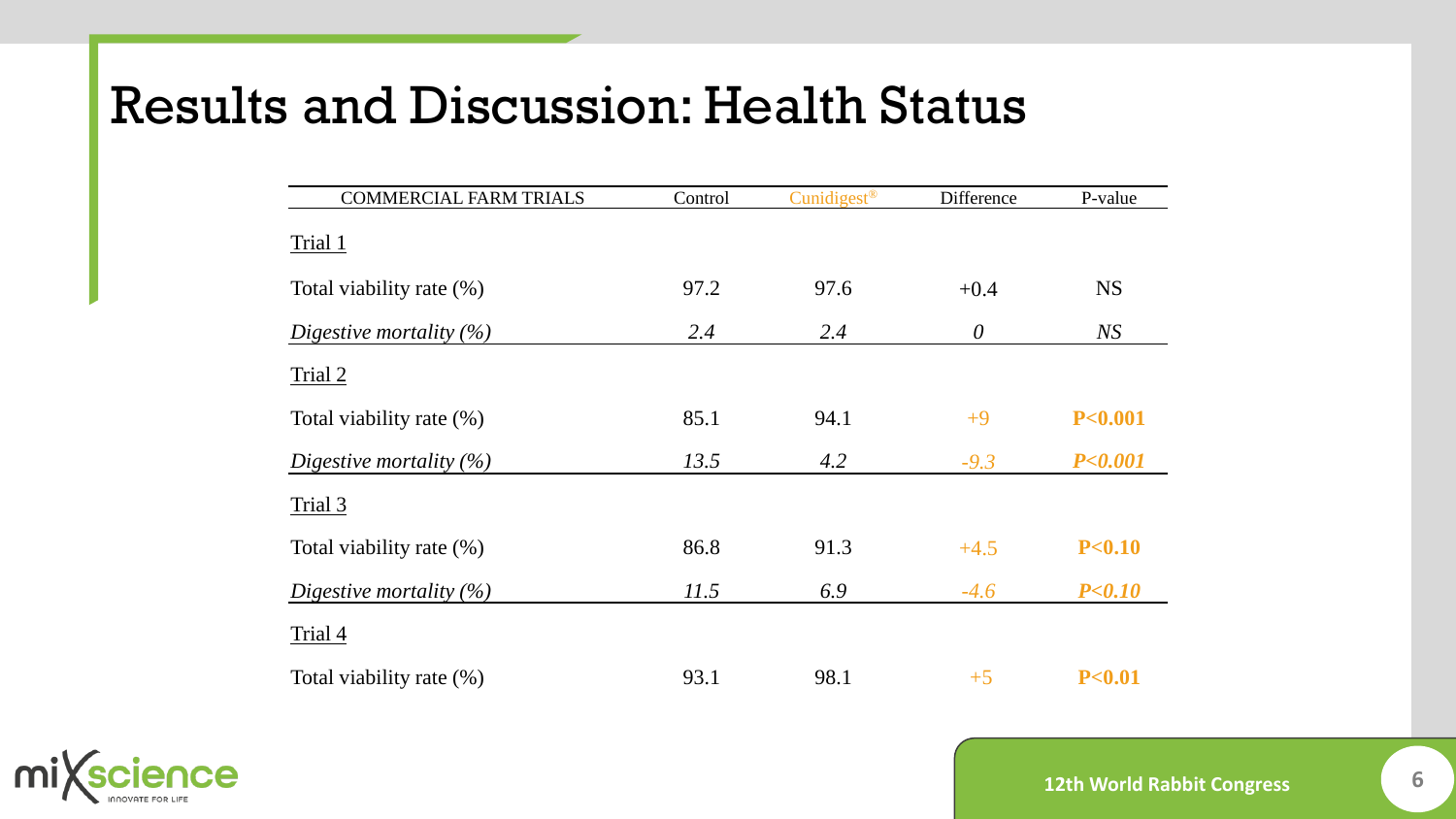# Results and Discussion: Health Status

| COMMERCIAL FARM TRIALS | Control | Cunidigest® | Difference | P-value |
|---|---|---|---|---|
| Trial 1 | | | | |
| Total viability rate (%) | 97.2 | 97.6 | +0.4 | NS |
| *Digestive mortality (%)* | *2.4* | *2.4* | *0* | *NS* |
| Trial 2 | | | | |
| Total viability rate (%) | 85.1 | 94.1 | +9 | **P<0.001** |
| *Digestive mortality (%)* | *13.5* | *4.2* | *-9.3* | ***P<0.001*** |
| Trial 3 | | | | |
| Total viability rate (%) | 86.8 | 91.3 | +4.5 | **P<0.10** |
| *Digestive mortality (%)* | *11.5* | *6.9* | *-4.6* | ***P<0.10*** |
| Trial 4 | | | | |
| Total viability rate (%) | 93.1 | 98.1 | +5 | **P<0.01** |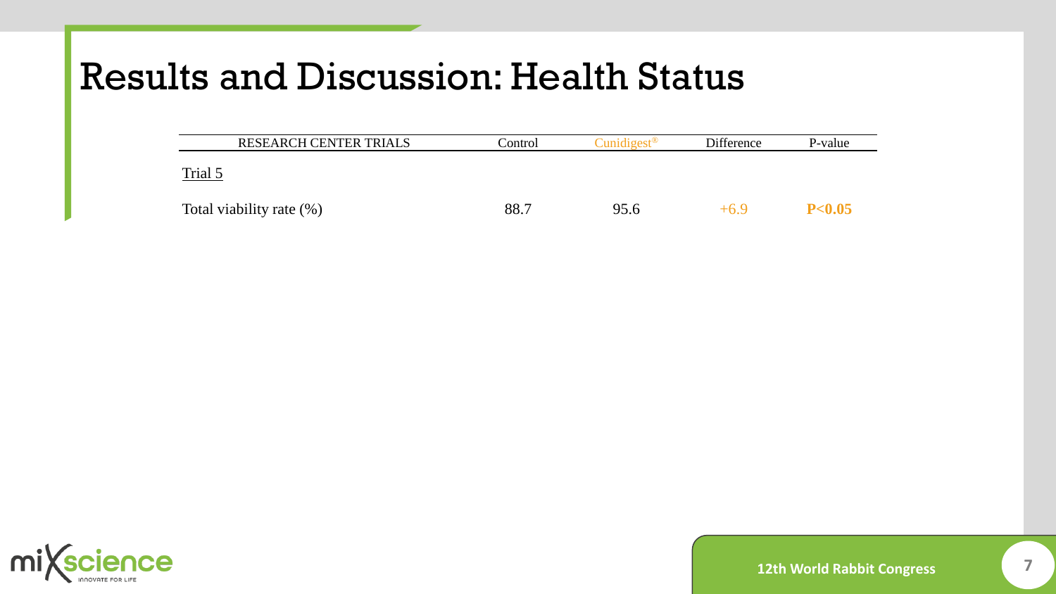# Results and Discussion: Health Status

| RESEARCH CENTER TRIALS | Control | Cunidigest® | Difference | P-value |
|---|---|---|---|---|
| Trial 5 | | | | |
| Total viability rate (%) | 88.7 | 95.6 | +6.9 | **P<0.05** |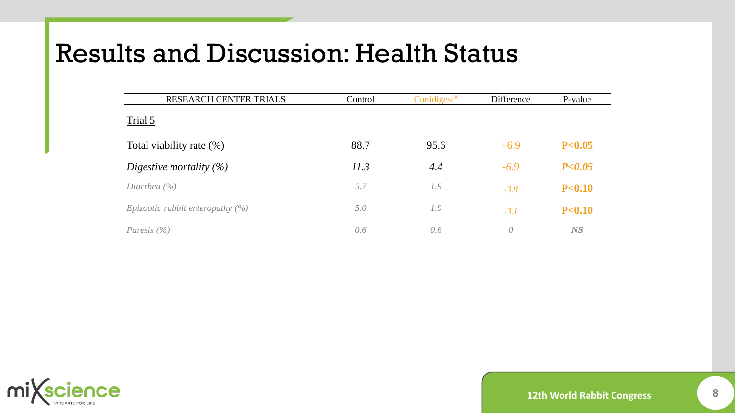# Results and Discussion: Health Status

| RESEARCH CENTER TRIALS | Control | Cunidigest® | Difference | P-value |
|---|---|---|---|---|
| Trial 5 | | | | |
| Total viability rate (%) | 88.7 | 95.6 | +6.9 | **P<0.05** |
| *Digestive mortality (%)* | *11.3* | *4.4* | *-6.9* | ***P<0.05*** |
| *Diarrhea (%)* | *5.7* | *1.9* | *-3.8* | **P<0.10** |
| *Epizootic rabbit enteropathy (%)* | *5.0* | *1.9* | *-3.1* | **P<0.10** |
| *Paresis (%)* | *0.6* | *0.6* | *0* | ***NS*** |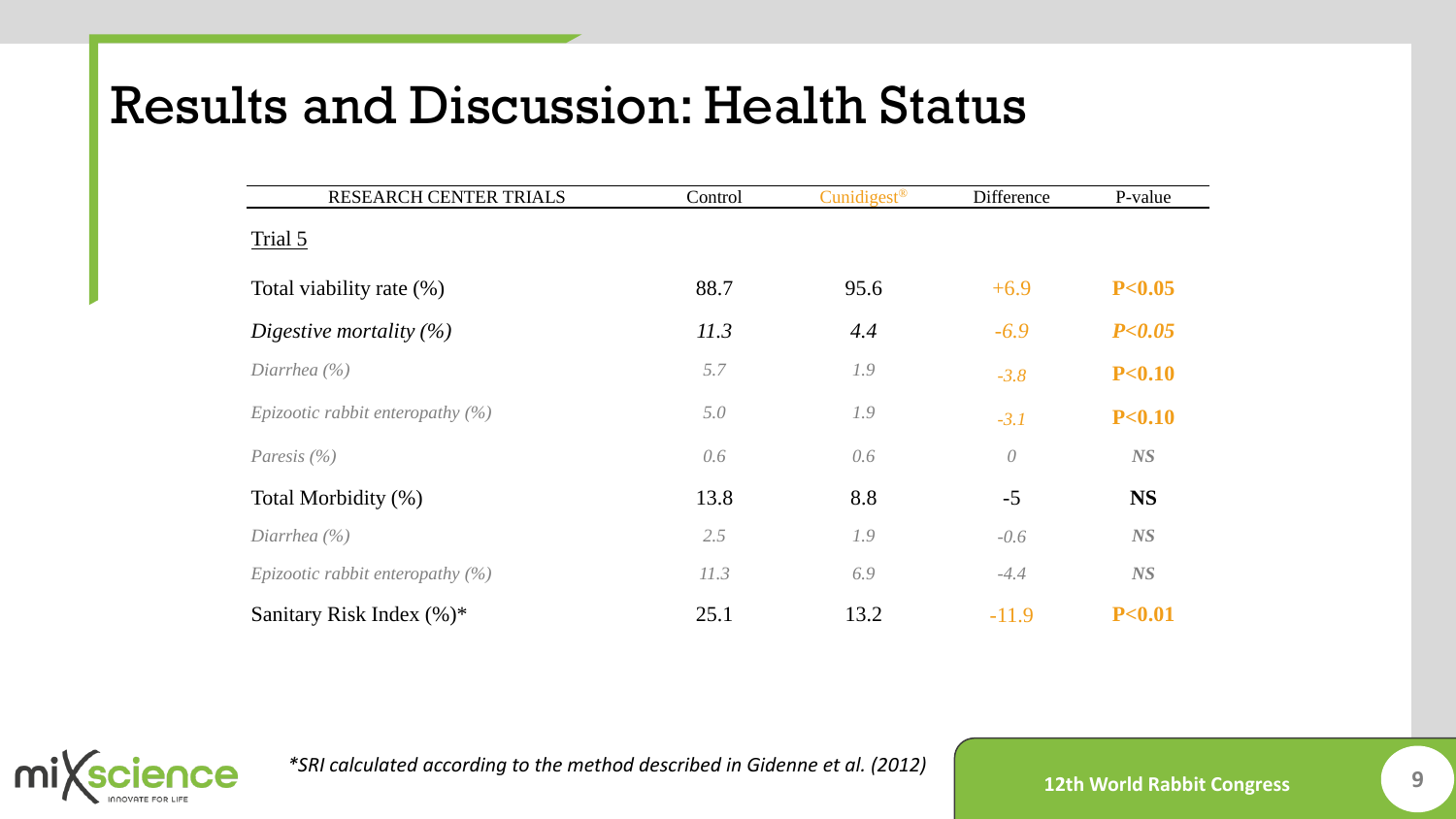# Results and Discussion: Health Status

| RESEARCH CENTER TRIALS | Control | Cunidigest® | Difference | P-value |
|---|---|---|---|---|
| Trial 5 | | | | |
| Total viability rate (%) | 88.7 | 95.6 | +6.9 | **P<0.05** |
| *Digestive mortality (%)* | *11.3* | *4.4* | *-6.9* | ***P<0.05*** |
| *Diarrhea (%)* | *5.7* | *1.9* | *-3.8* | **P<0.10** |
| *Epizootic rabbit enteropathy (%)* | *5.0* | *1.9* | *-3.1* | **P<0.10** |
| *Paresis (%)* | *0.6* | *0.6* | *0* | ***NS*** |
| Total Morbidity (%) | 13.8 | 8.8 | -5 | **NS** |
| *Diarrhea (%)* | *2.5* | *1.9* | *-0.6* | ***NS*** |
| *Epizootic rabbit enteropathy (%)* | *11.3* | *6.9* | *-4.4* | ***NS*** |
| Sanitary Risk Index (%)* | 25.1 | 13.2 | -11.9 | **P<0.01** |

*\*SRI calculated according to the method described in Gidenne et al. (2012)*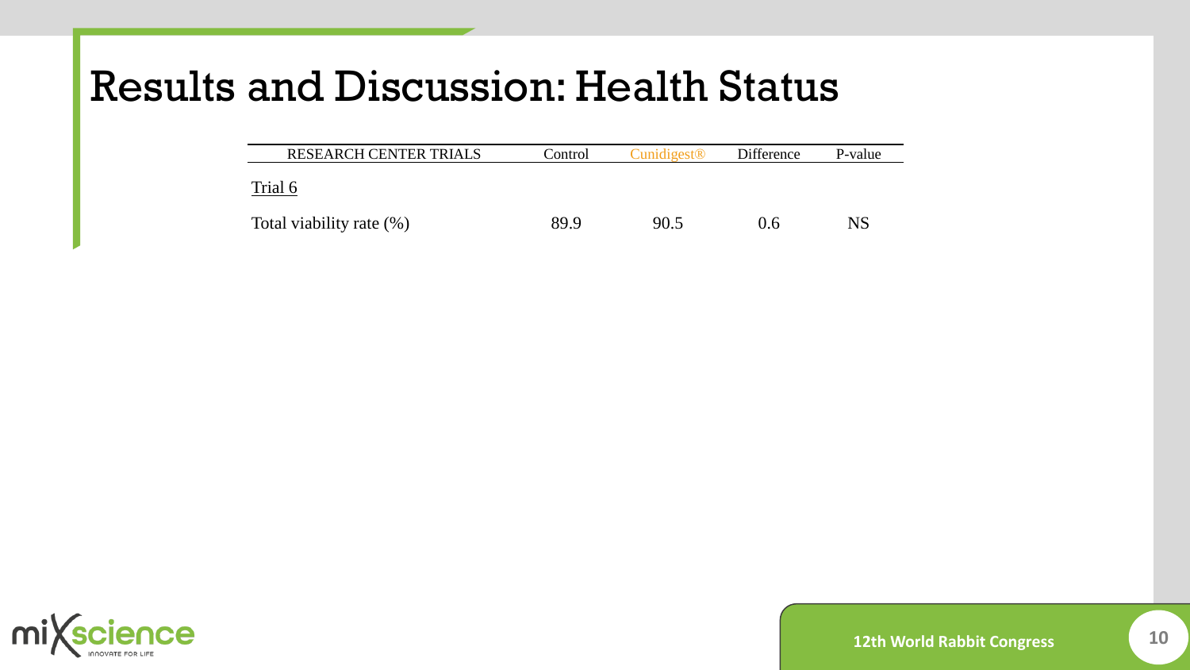# Results and Discussion: Health Status

| RESEARCH CENTER TRIALS | Control | Cunidigest® | Difference | P-value |
|---|---|---|---|---|
| Trial 6 | | | | |
| Total viability rate (%) | 89.9 | 90.5 | 0.6 | NS |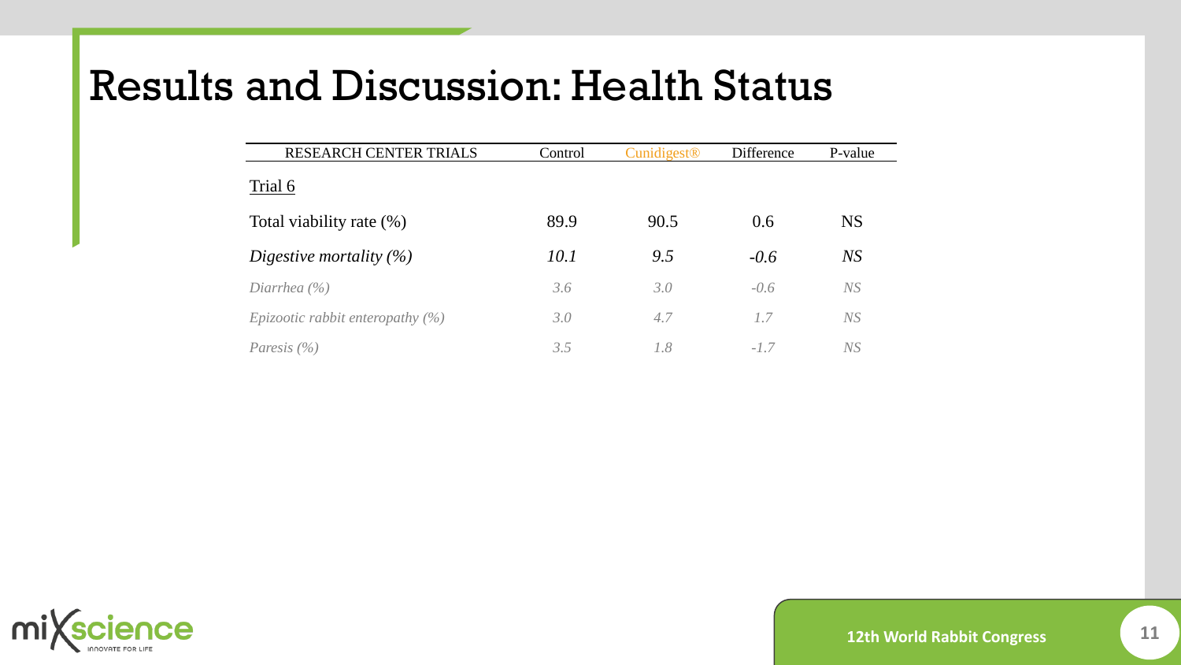# Results and Discussion: Health Status

| RESEARCH CENTER TRIALS | Control | Cunidigest® | Difference | P-value |
|---|---|---|---|---|
| Trial 6 | | | | |
| Total viability rate (%) | 89.9 | 90.5 | 0.6 | NS |
| *Digestive mortality (%)* | *10.1* | *9.5* | *-0.6* | *NS* |
| *Diarrhea (%)* | *3.6* | *3.0* | *-0.6* | *NS* |
| *Epizootic rabbit enteropathy (%)* | *3.0* | *4.7* | *1.7* | *NS* |
| *Paresis (%)* | *3.5* | *1.8* | *-1.7* | *NS* |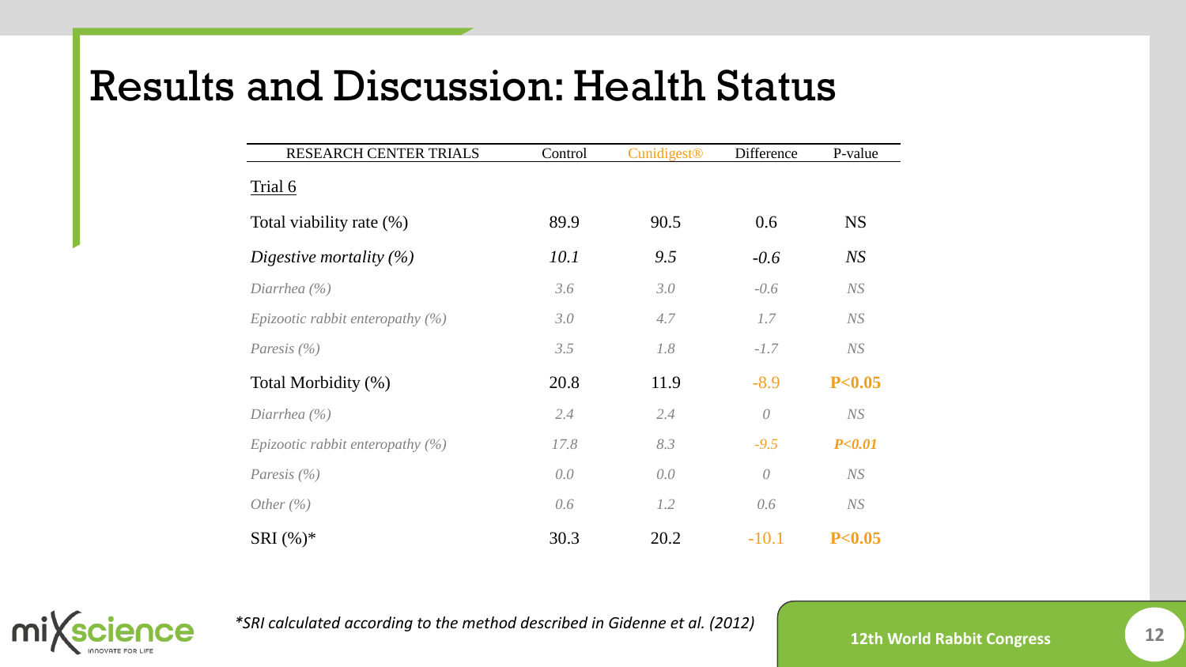# Results and Discussion: Health Status

| RESEARCH CENTER TRIALS | Control | Cunidigest® | Difference | P-value |
|---|---|---|---|---|
| Trial 6 | | | | |
| Total viability rate (%) | 89.9 | 90.5 | 0.6 | NS |
| *Digestive mortality (%)* | *10.1* | *9.5* | *-0.6* | *NS* |
| *Diarrhea (%)* | *3.6* | *3.0* | *-0.6* | *NS* |
| *Epizootic rabbit enteropathy (%)* | *3.0* | *4.7* | *1.7* | *NS* |
| *Paresis (%)* | *3.5* | *1.8* | *-1.7* | *NS* |
| Total Morbidity (%) | 20.8 | 11.9 | -8.9 | **$P<0.05$** |
| *Diarrhea (%)* | *2.4* | *2.4* | *0* | *NS* |
| *Epizootic rabbit enteropathy (%)* | *17.8* | *8.3* | *-9.5* | ***$P<0.01$*** |
| *Paresis (%)* | *0.0* | *0.0* | *0* | *NS* |
| *Other (%)* | *0.6* | *1.2* | *0.6* | *NS* |
| SRI (%)* | 30.3 | 20.2 | -10.1 | **$P<0.05$** |

*\*SRI calculated according to the method described in Gidenne et al. (2012)*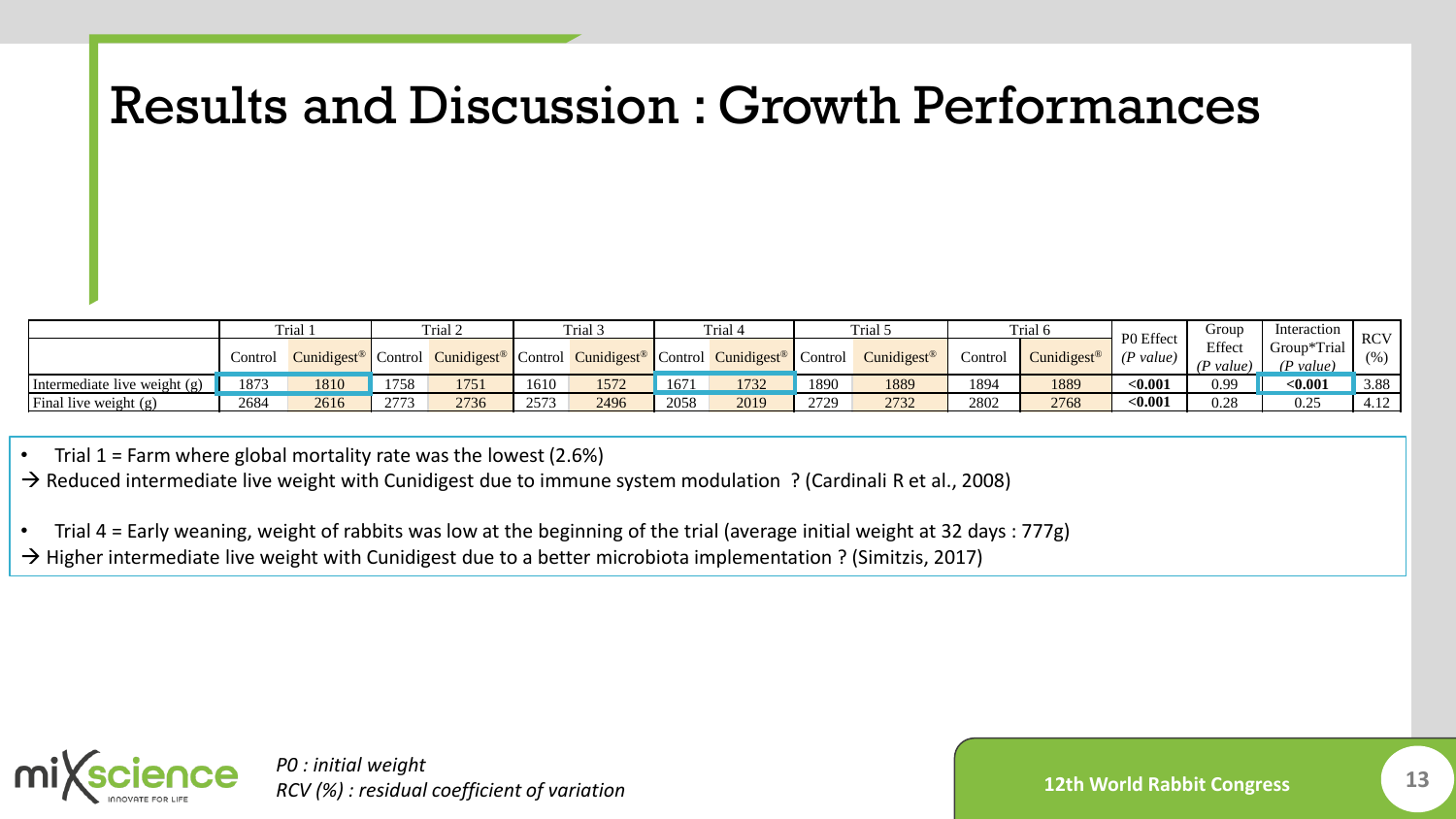# Results and Discussion : Growth Performances

| | Trial 1 | | Trial 2 | | Trial 3 | | Trial 4 | | Trial 5 | | Trial 6 | | P0 Effect | Group Effect | Interaction Group*Trial | RCV |
|---|---|---|---|---|---|---|---|---|---|---|---|---|---|---|---|---|
| | Control | Cunidigest® | Control | Cunidigest® | Control | Cunidigest® | Control | Cunidigest® | Control | Cunidigest® | Control | Cunidigest® | *(P value)* | *(P value)* | *(P value)* | (%) |
| Intermediate live weight (g) | 1873 | 1810 | 1758 | 1751 | 1610 | 1572 | 1671 | 1732 | 1890 | 1889 | 1894 | 1889 | **<0.001** | 0.99 | **<0.001** | 3.88 |
| Final live weight (g) | 2684 | 2616 | 2773 | 2736 | 2573 | 2496 | 2058 | 2019 | 2729 | 2732 | 2802 | 2768 | **<0.001** | 0.28 | 0.25 | 4.12 |

- Trial 1 = Farm where global mortality rate was the lowest (2.6%)

→ Reduced intermediate live weight with Cunidigest due to immune system modulation ? (Cardinali R et al., 2008)

- Trial 4 = Early weaning, weight of rabbits was low at the beginning of the trial (average initial weight at 32 days : 777g)

→ Higher intermediate live weight with Cunidigest due to a better microbiota implementation ? (Simitzis, 2017)

*P0 : initial weight*
*RCV (%) : residual coefficient of variation*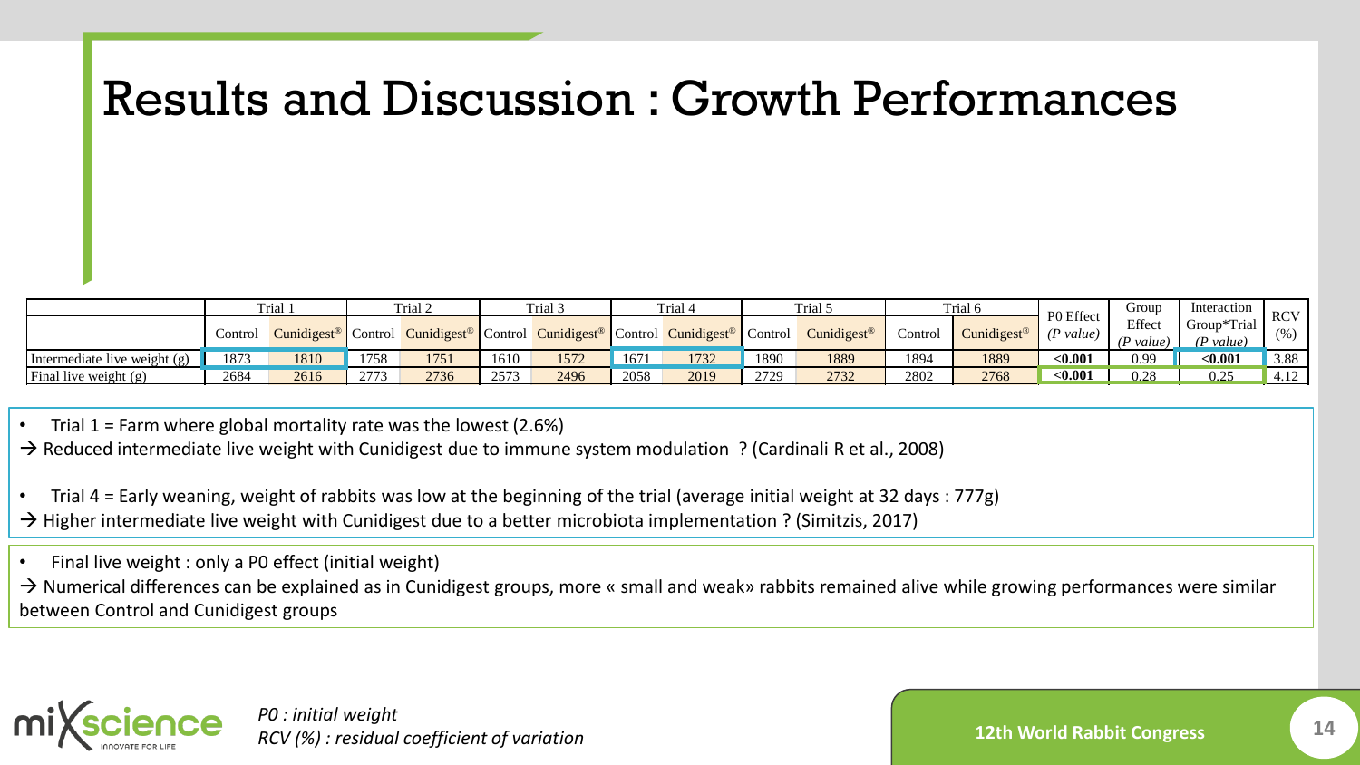# Results and Discussion : Growth Performances

| | Trial 1 | | Trial 2 | | Trial 3 | | Trial 4 | | Trial 5 | | Trial 6 | | P0 Effect | Group Effect | Interaction Group*Trial | RCV |
|---|---|---|---|---|---|---|---|---|---|---|---|---|---|---|---|---|
| | Control | Cunidigest® | Control | Cunidigest® | Control | Cunidigest® | Control | Cunidigest® | Control | Cunidigest® | Control | Cunidigest® | *(P value)* | *(P value)* | *(P value)* | (%) |
| Intermediate live weight (g) | 1873 | 1810 | 1758 | 1751 | 1610 | 1572 | 1671 | 1732 | 1890 | 1889 | 1894 | 1889 | **<0.001** | 0.99 | **<0.001** | 3.88 |
| Final live weight (g) | 2684 | 2616 | 2773 | 2736 | 2573 | 2496 | 2058 | 2019 | 2729 | 2732 | 2802 | 2768 | **<0.001** | 0.28 | 0.25 | 4.12 |

- Trial 1 = Farm where global mortality rate was the lowest (2.6%)

→ Reduced intermediate live weight with Cunidigest due to immune system modulation ? (Cardinali R et al., 2008)

- Trial 4 = Early weaning, weight of rabbits was low at the beginning of the trial (average initial weight at 32 days : 777g)

→ Higher intermediate live weight with Cunidigest due to a better microbiota implementation ? (Simitzis, 2017)

- Final live weight : only a P0 effect (initial weight)

→ Numerical differences can be explained as in Cunidigest groups, more « small and weak» rabbits remained alive while growing performances were similar between Control and Cunidigest groups

*P0 : initial weight*
*RCV (%) : residual coefficient of variation*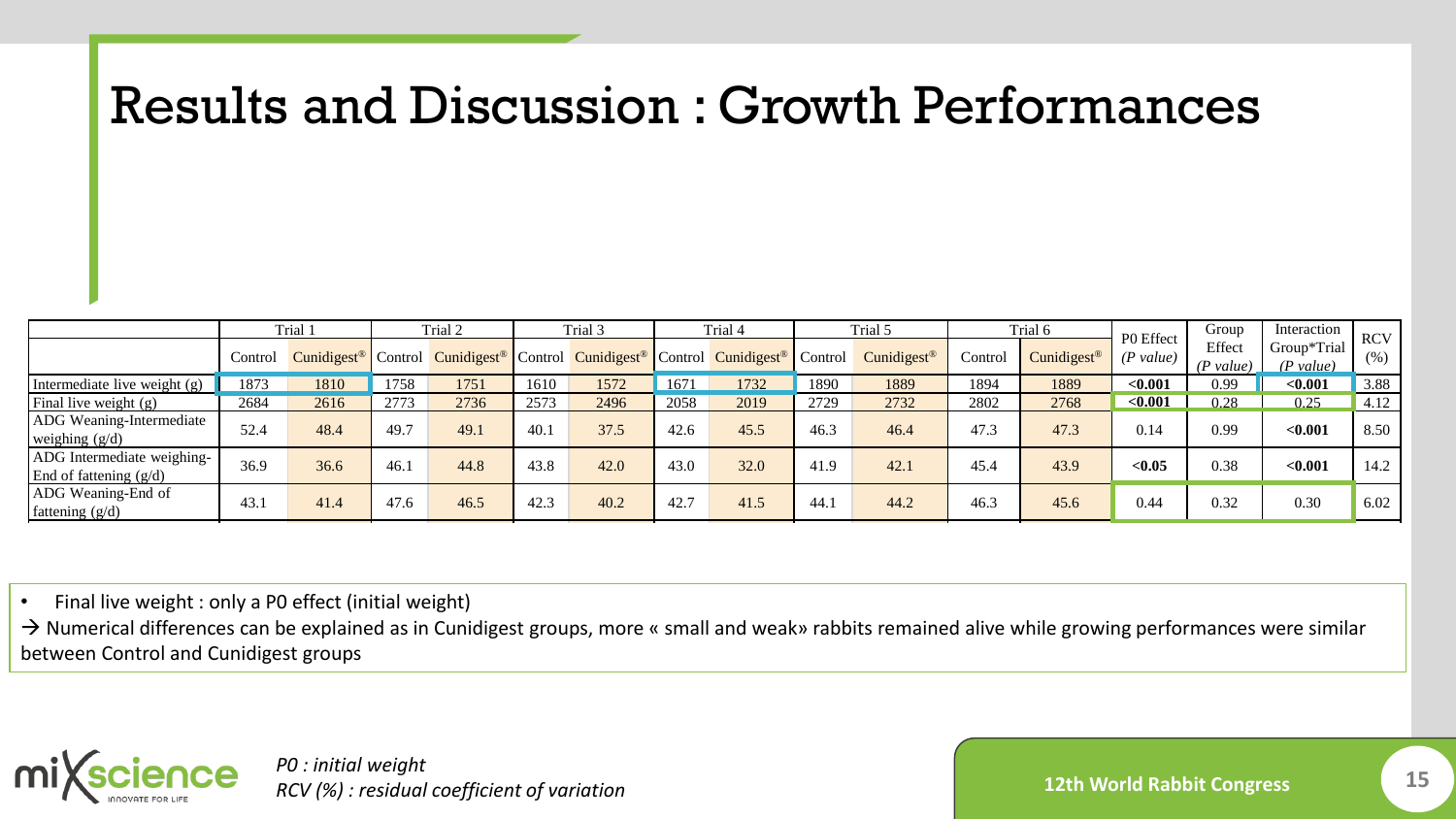# Results and Discussion : Growth Performances

| | Trial 1 | | Trial 2 | | Trial 3 | | Trial 4 | | Trial 5 | | Trial 6 | | P0 Effect | Group Effect | Interaction Group*Trial | RCV |
|---|---|---|---|---|---|---|---|---|---|---|---|---|---|---|---|---|
| | Control | Cunidigest® | Control | Cunidigest® | Control | Cunidigest® | Control | Cunidigest® | Control | Cunidigest® | Control | Cunidigest® | *(P value)* | *(P value)* | *(P value)* | (%) |
| Intermediate live weight (g) | 1873 | 1810 | 1758 | 1751 | 1610 | 1572 | 1671 | 1732 | 1890 | 1889 | 1894 | 1889 | **<0.001** | 0.99 | **<0.001** | 3.88 |
| Final live weight (g) | 2684 | 2616 | 2773 | 2736 | 2573 | 2496 | 2058 | 2019 | 2729 | 2732 | 2802 | 2768 | **<0.001** | 0.28 | 0.25 | 4.12 |
| ADG Weaning-Intermediate weighing (g/d) | 52.4 | 48.4 | 49.7 | 49.1 | 40.1 | 37.5 | 42.6 | 45.5 | 46.3 | 46.4 | 47.3 | 47.3 | 0.14 | 0.99 | **<0.001** | 8.50 |
| ADG Intermediate weighing-End of fattening (g/d) | 36.9 | 36.6 | 46.1 | 44.8 | 43.8 | 42.0 | 43.0 | 32.0 | 41.9 | 42.1 | 45.4 | 43.9 | **<0.05** | 0.38 | **<0.001** | 14.2 |
| ADG Weaning-End of fattening (g/d) | 43.1 | 41.4 | 47.6 | 46.5 | 42.3 | 40.2 | 42.7 | 41.5 | 44.1 | 44.2 | 46.3 | 45.6 | 0.44 | 0.32 | 0.30 | 6.02 |

- Final live weight : only a P0 effect (initial weight)

→ Numerical differences can be explained as in Cunidigest groups, more « small and weak» rabbits remained alive while growing performances were similar between Control and Cunidigest groups

*P0 : initial weight*
*RCV (%) : residual coefficient of variation*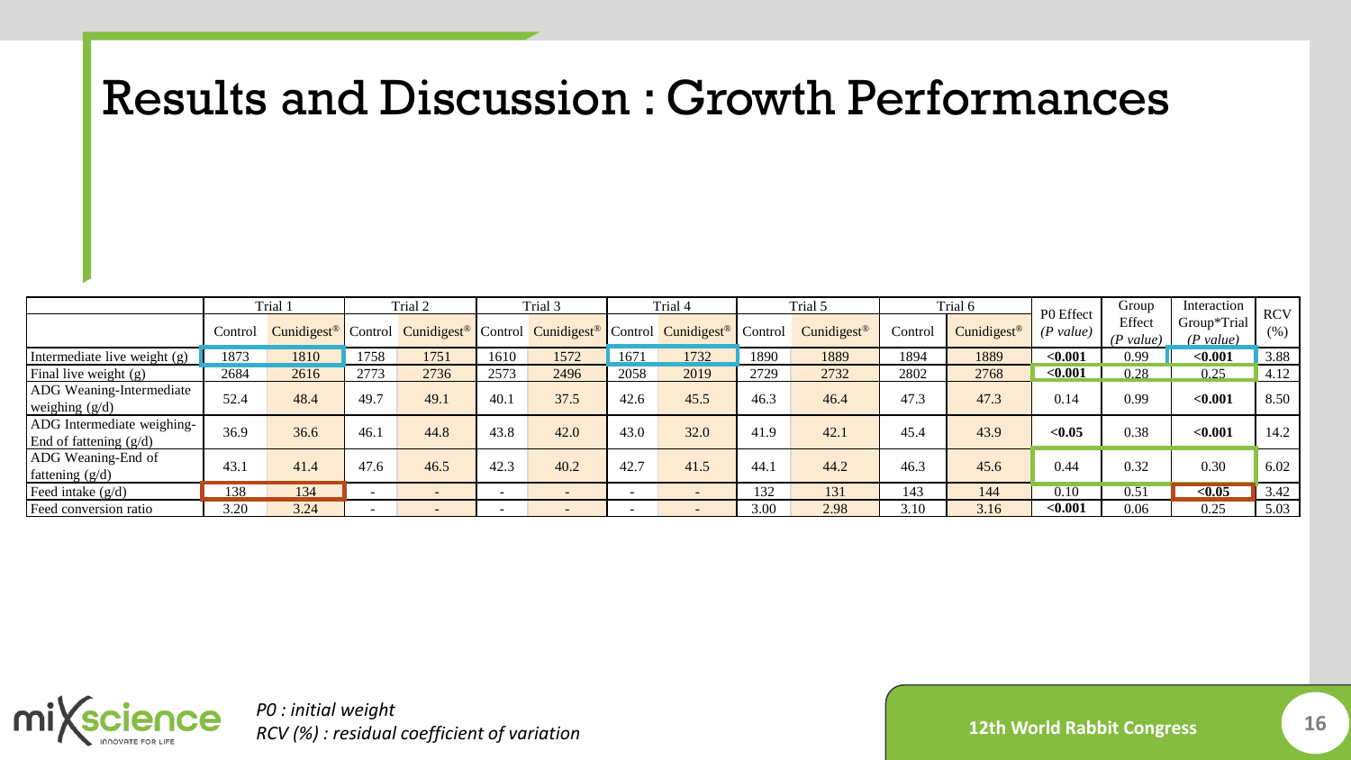# Results and Discussion : Growth Performances

| | Trial 1 | | Trial 2 | | Trial 3 | | Trial 4 | | Trial 5 | | Trial 6 | | P0 Effect | Group Effect | Interaction Group*Trial | RCV |
|---|---|---|---|---|---|---|---|---|---|---|---|---|---|---|---|---|
| | Control | Cunidigest® | Control | Cunidigest® | Control | Cunidigest® | Control | Cunidigest® | Control | Cunidigest® | Control | Cunidigest® | *(P value)* | *(P value)* | *(P value)* | (%) |
| Intermediate live weight (g) | 1873 | 1810 | 1758 | 1751 | 1610 | 1572 | 1671 | 1732 | 1890 | 1889 | 1894 | 1889 | **<0.001** | 0.99 | **<0.001** | 3.88 |
| Final live weight (g) | 2684 | 2616 | 2773 | 2736 | 2573 | 2496 | 2058 | 2019 | 2729 | 2732 | 2802 | 2768 | **<0.001** | 0.28 | 0.25 | 4.12 |
| ADG Weaning-Intermediate weighing (g/d) | 52.4 | 48.4 | 49.7 | 49.1 | 40.1 | 37.5 | 42.6 | 45.5 | 46.3 | 46.4 | 47.3 | 47.3 | 0.14 | 0.99 | **<0.001** | 8.50 |
| ADG Intermediate weighing-End of fattening (g/d) | 36.9 | 36.6 | 46.1 | 44.8 | 43.8 | 42.0 | 43.0 | 32.0 | 41.9 | 42.1 | 45.4 | 43.9 | **<0.05** | 0.38 | **<0.001** | 14.2 |
| ADG Weaning-End of fattening (g/d) | 43.1 | 41.4 | 47.6 | 46.5 | 42.3 | 40.2 | 42.7 | 41.5 | 44.1 | 44.2 | 46.3 | 45.6 | 0.44 | 0.32 | 0.30 | 6.02 |
| Feed intake (g/d) | 138 | 134 | - | - | - | - | - | - | 132 | 131 | 143 | 144 | 0.10 | 0.51 | **<0.05** | 3.42 |
| Feed conversion ratio | 3.20 | 3.24 | - | - | - | - | - | - | 3.00 | 2.98 | 3.10 | 3.16 | **<0.001** | 0.06 | 0.25 | 5.03 |

*P0 : initial weight*
*RCV (%) : residual coefficient of variation*

12th World Rabbit Congress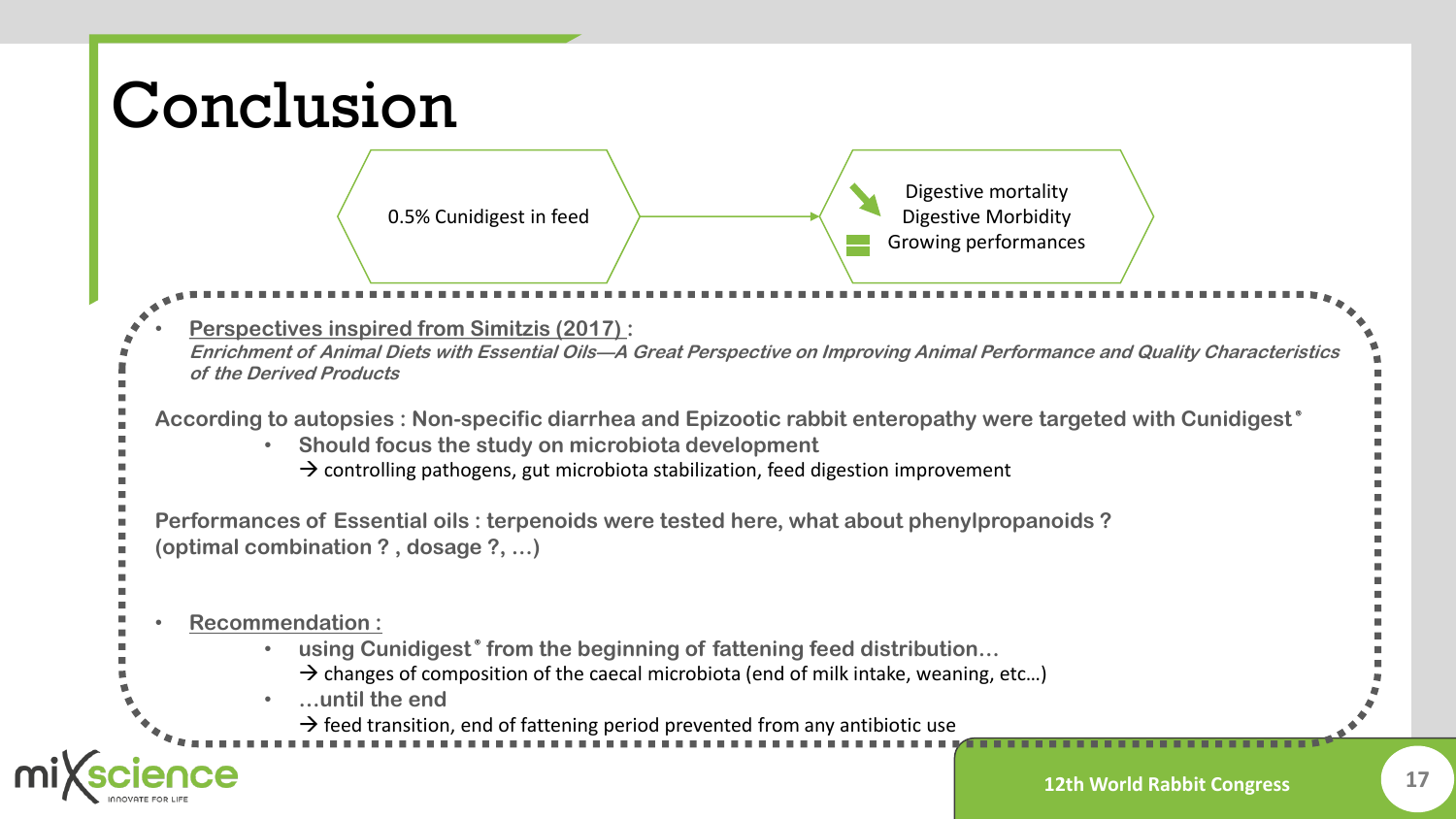# Conclusion

0.5% Cunidigest in feed → ↘ Digestive mortality, Digestive Morbidity; = Growing performances

- <u>Perspectives inspired from Simitzis (2017) :</u>
  ***Enrichment of Animal Diets with Essential Oils—A Great Perspective on Improving Animal Performance and Quality Characteristics of the Derived Products***

**According to autopsies : Non-specific diarrhea and Epizootic rabbit enteropathy were targeted with Cunidigest®**

- **Should focus the study on microbiota development**
  → controlling pathogens, gut microbiota stabilization, feed digestion improvement

**Performances of Essential oils : terpenoids were tested here, what about phenylpropanoids ? (optimal combination ? , dosage ?, …)**

- <u>Recommendation :</u>
  - **using Cunidigest® from the beginning of fattening feed distribution…**
    → changes of composition of the caecal microbiota (end of milk intake, weaning, etc…)
  - **…until the end**
    → feed transition, end of fattening period prevented from any antibiotic use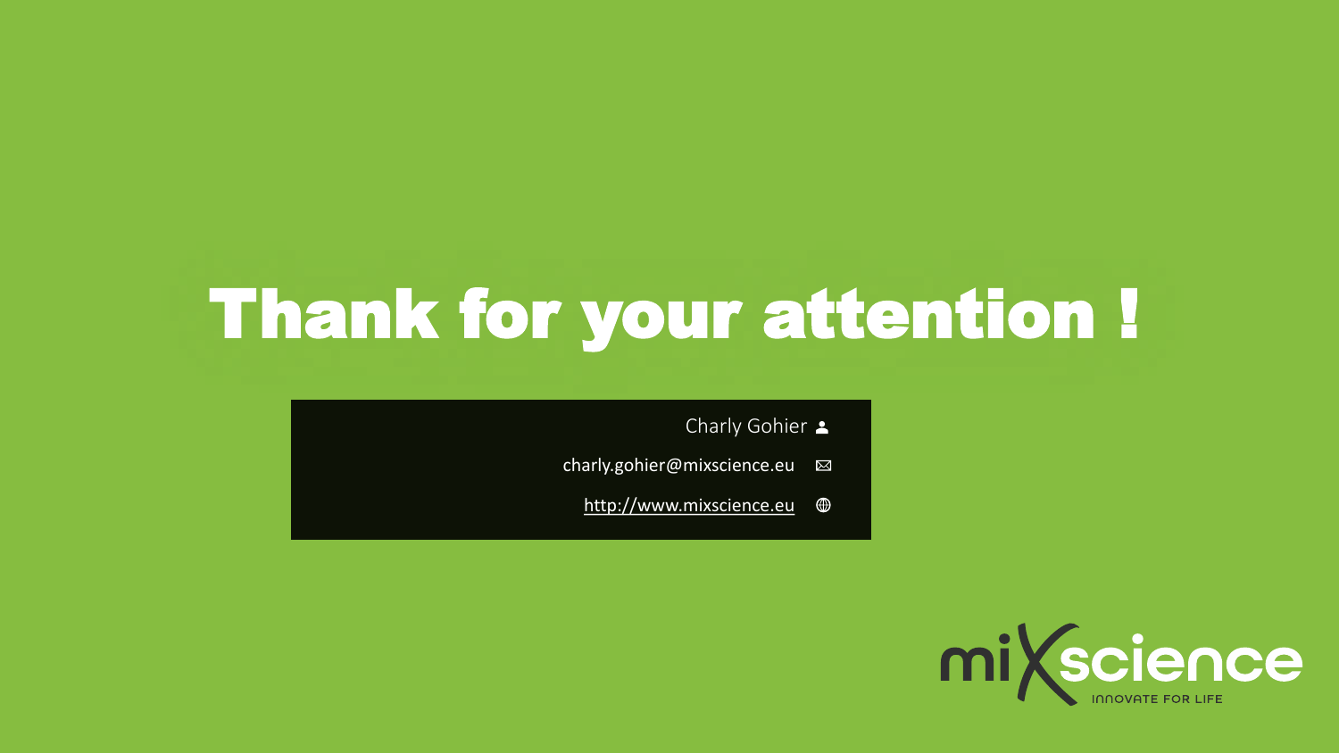# Thank for your attention !

Charly Gohier

charly.gohier@mixscience.eu

http://www.mixscience.eu

mixscience

INNOVATE FOR LIFE